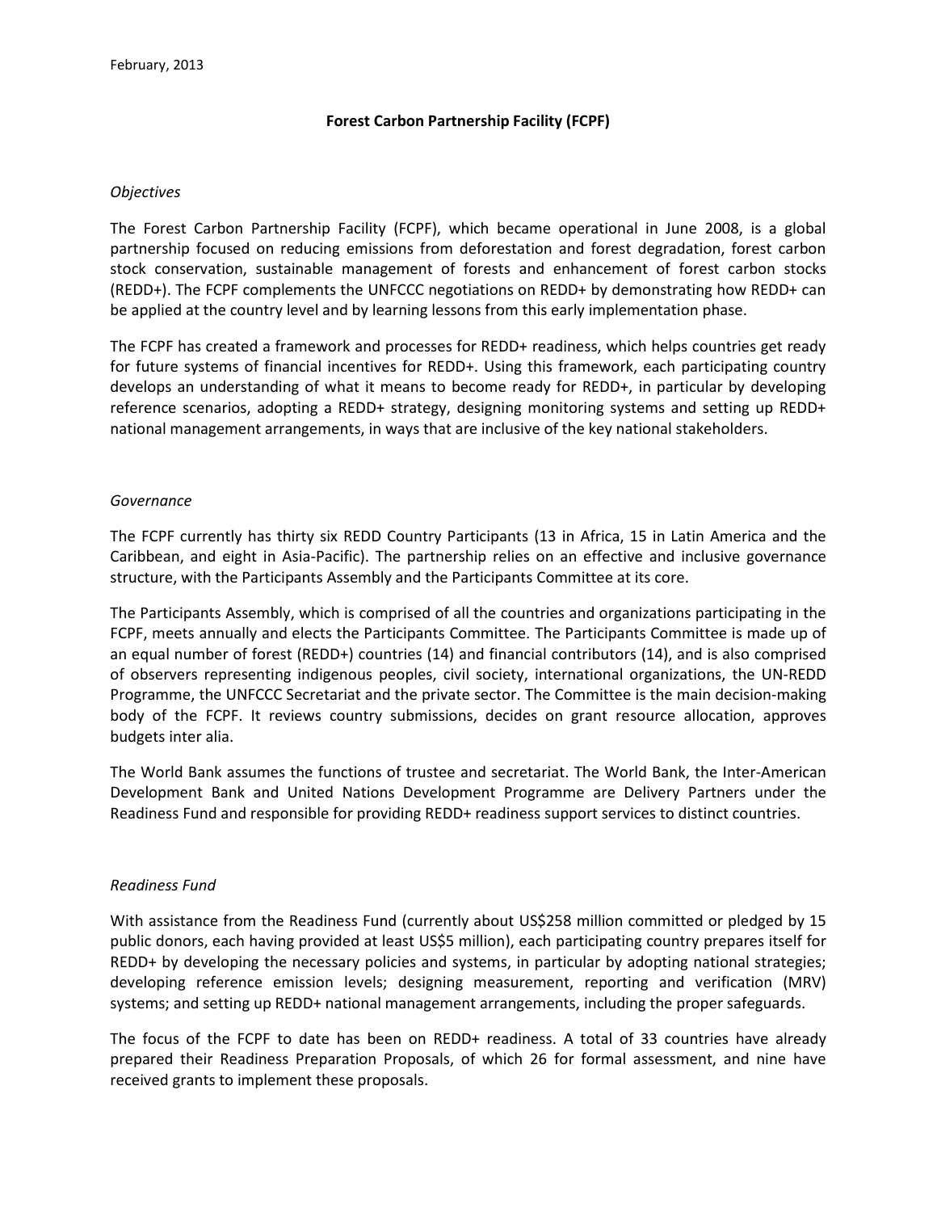February, 2013

# Forest Carbon Partnership Facility (FCPF)

## *Objectives*

The Forest Carbon Partnership Facility (FCPF), which became operational in June 2008, is a global partnership focused on reducing emissions from deforestation and forest degradation, forest carbon stock conservation, sustainable management of forests and enhancement of forest carbon stocks (REDD+). The FCPF complements the UNFCCC negotiations on REDD+ by demonstrating how REDD+ can be applied at the country level and by learning lessons from this early implementation phase.

The FCPF has created a framework and processes for REDD+ readiness, which helps countries get ready for future systems of financial incentives for REDD+. Using this framework, each participating country develops an understanding of what it means to become ready for REDD+, in particular by developing reference scenarios, adopting a REDD+ strategy, designing monitoring systems and setting up REDD+ national management arrangements, in ways that are inclusive of the key national stakeholders.

## *Governance*

The FCPF currently has thirty six REDD Country Participants (13 in Africa, 15 in Latin America and the Caribbean, and eight in Asia-Pacific). The partnership relies on an effective and inclusive governance structure, with the Participants Assembly and the Participants Committee at its core.

The Participants Assembly, which is comprised of all the countries and organizations participating in the FCPF, meets annually and elects the Participants Committee. The Participants Committee is made up of an equal number of forest (REDD+) countries (14) and financial contributors (14), and is also comprised of observers representing indigenous peoples, civil society, international organizations, the UN-REDD Programme, the UNFCCC Secretariat and the private sector. The Committee is the main decision-making body of the FCPF. It reviews country submissions, decides on grant resource allocation, approves budgets inter alia.

The World Bank assumes the functions of trustee and secretariat. The World Bank, the Inter-American Development Bank and United Nations Development Programme are Delivery Partners under the Readiness Fund and responsible for providing REDD+ readiness support services to distinct countries.

## *Readiness Fund*

With assistance from the Readiness Fund (currently about US$258 million committed or pledged by 15 public donors, each having provided at least US$5 million), each participating country prepares itself for REDD+ by developing the necessary policies and systems, in particular by adopting national strategies; developing reference emission levels; designing measurement, reporting and verification (MRV) systems; and setting up REDD+ national management arrangements, including the proper safeguards.

The focus of the FCPF to date has been on REDD+ readiness. A total of 33 countries have already prepared their Readiness Preparation Proposals, of which 26 for formal assessment, and nine have received grants to implement these proposals.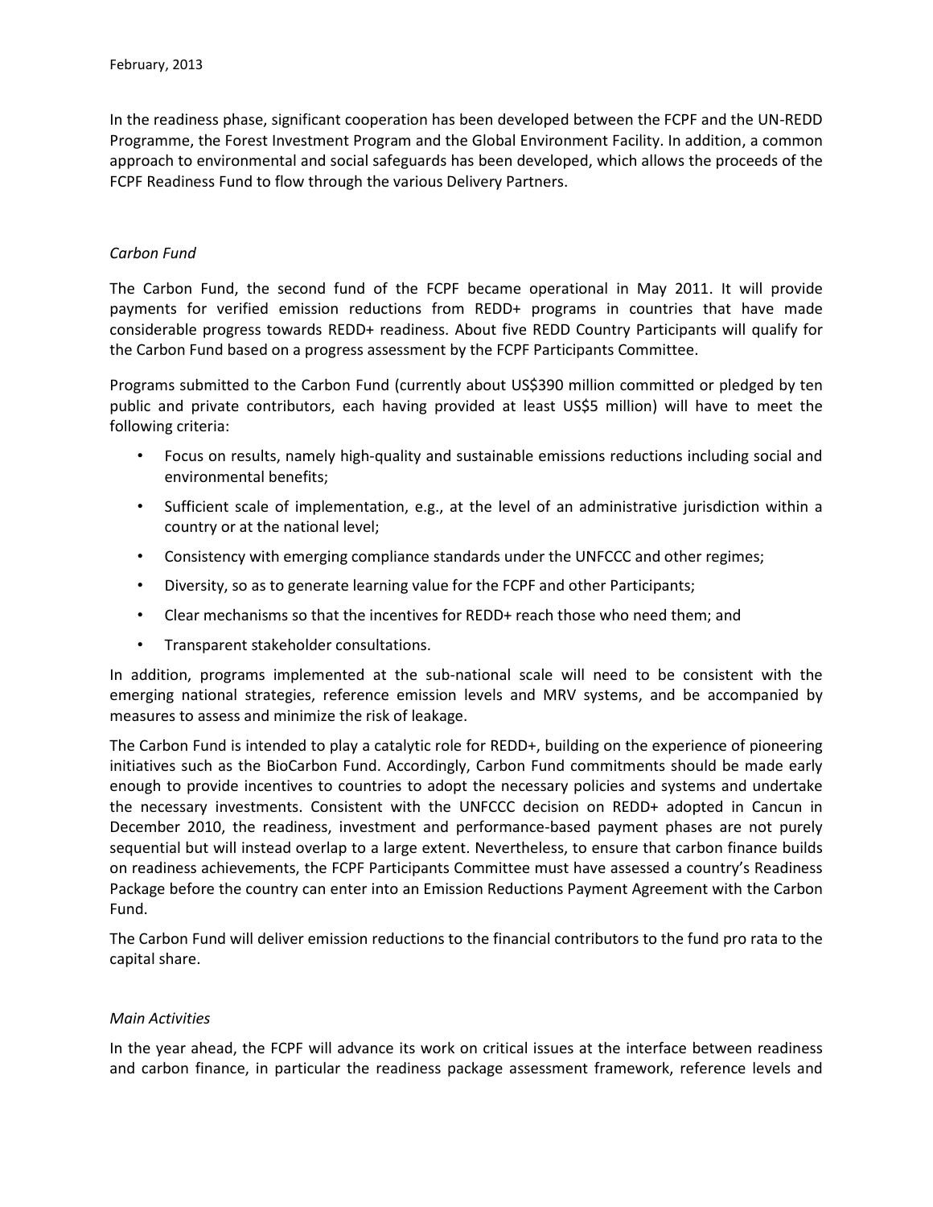In the readiness phase, significant cooperation has been developed between the FCPF and the UN-REDD Programme, the Forest Investment Program and the Global Environment Facility. In addition, a common approach to environmental and social safeguards has been developed, which allows the proceeds of the FCPF Readiness Fund to flow through the various Delivery Partners.

*Carbon Fund*

The Carbon Fund, the second fund of the FCPF became operational in May 2011. It will provide payments for verified emission reductions from REDD+ programs in countries that have made considerable progress towards REDD+ readiness. About five REDD Country Participants will qualify for the Carbon Fund based on a progress assessment by the FCPF Participants Committee.

Programs submitted to the Carbon Fund (currently about US$390 million committed or pledged by ten public and private contributors, each having provided at least US$5 million) will have to meet the following criteria:

- Focus on results, namely high-quality and sustainable emissions reductions including social and environmental benefits;
- Sufficient scale of implementation, e.g., at the level of an administrative jurisdiction within a country or at the national level;
- Consistency with emerging compliance standards under the UNFCCC and other regimes;
- Diversity, so as to generate learning value for the FCPF and other Participants;
- Clear mechanisms so that the incentives for REDD+ reach those who need them; and
- Transparent stakeholder consultations.

In addition, programs implemented at the sub-national scale will need to be consistent with the emerging national strategies, reference emission levels and MRV systems, and be accompanied by measures to assess and minimize the risk of leakage.

The Carbon Fund is intended to play a catalytic role for REDD+, building on the experience of pioneering initiatives such as the BioCarbon Fund. Accordingly, Carbon Fund commitments should be made early enough to provide incentives to countries to adopt the necessary policies and systems and undertake the necessary investments. Consistent with the UNFCCC decision on REDD+ adopted in Cancun in December 2010, the readiness, investment and performance-based payment phases are not purely sequential but will instead overlap to a large extent. Nevertheless, to ensure that carbon finance builds on readiness achievements, the FCPF Participants Committee must have assessed a country's Readiness Package before the country can enter into an Emission Reductions Payment Agreement with the Carbon Fund.

The Carbon Fund will deliver emission reductions to the financial contributors to the fund pro rata to the capital share.

*Main Activities*

In the year ahead, the FCPF will advance its work on critical issues at the interface between readiness and carbon finance, in particular the readiness package assessment framework, reference levels and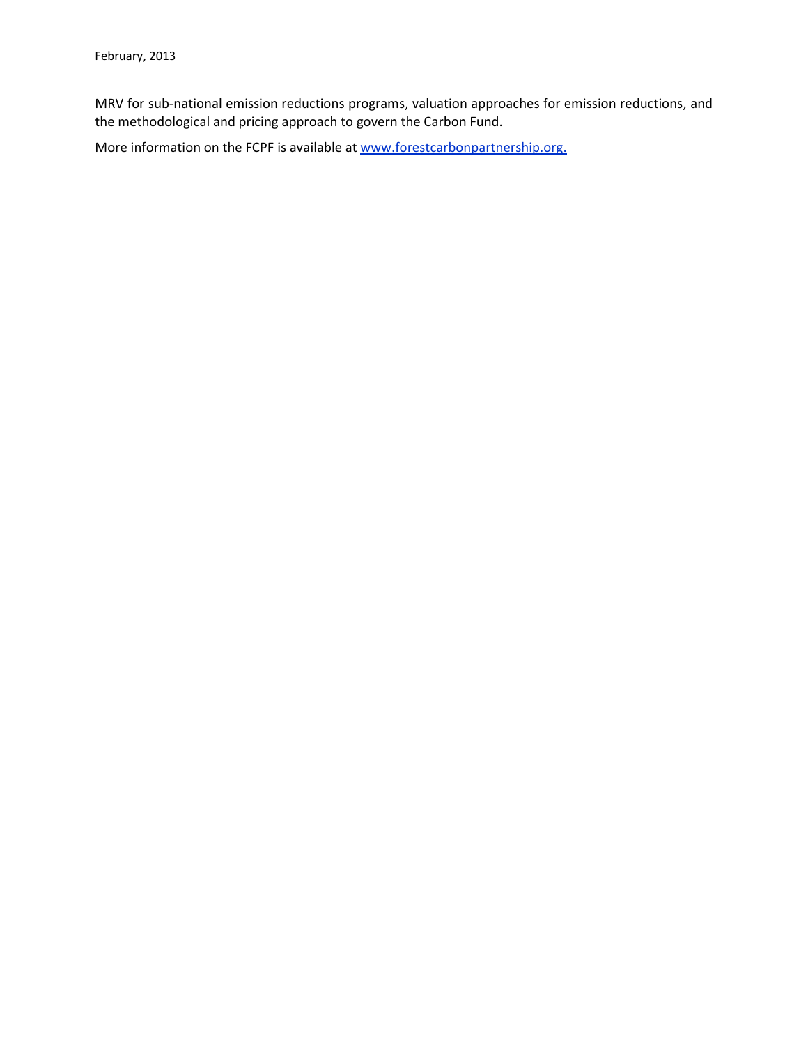MRV for sub-national emission reductions programs, valuation approaches for emission reductions, and the methodological and pricing approach to govern the Carbon Fund.

More information on the FCPF is available at [www.forestcarbonpartnership.org.](http://www.forestcarbonpartnership.org)